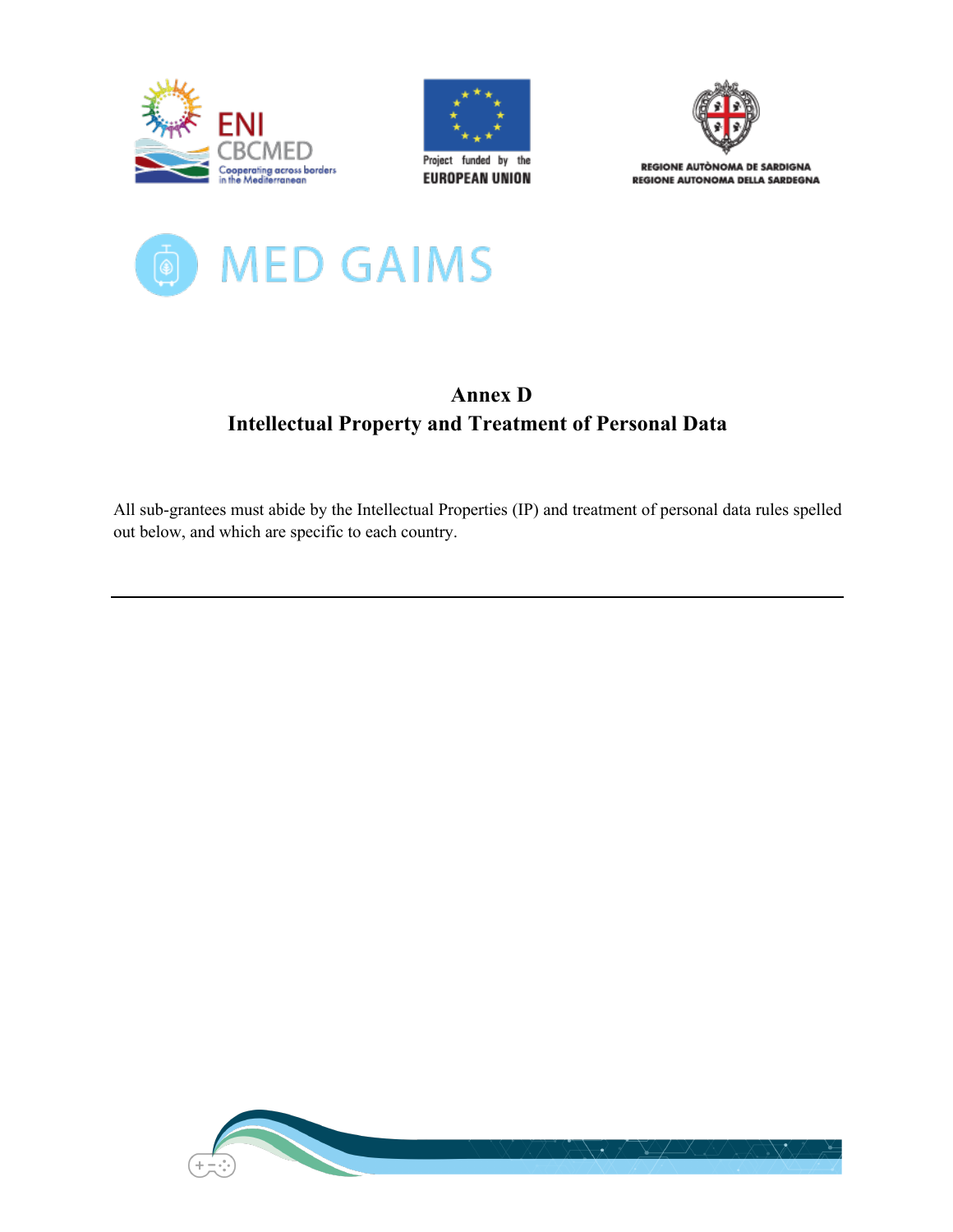# Annex D
# Intellectual Property and Treatment of Personal Data

All sub-grantees must abide by the Intellectual Properties (IP) and treatment of personal data rules spelled out below, and which are specific to each country.

---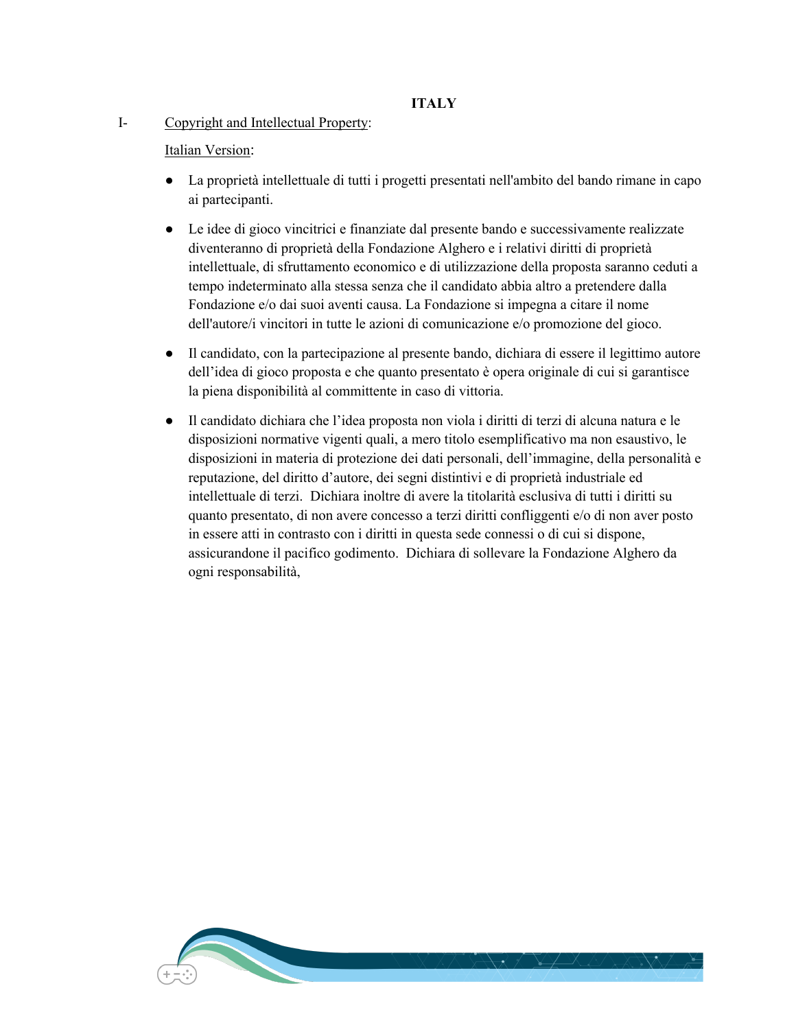**ITALY**

I- Copyright and Intellectual Property:

Italian Version:

- La proprietà intellettuale di tutti i progetti presentati nell'ambito del bando rimane in capo ai partecipanti.
- Le idee di gioco vincitrici e finanziate dal presente bando e successivamente realizzate diventeranno di proprietà della Fondazione Alghero e i relativi diritti di proprietà intellettuale, di sfruttamento economico e di utilizzazione della proposta saranno ceduti a tempo indeterminato alla stessa senza che il candidato abbia altro a pretendere dalla Fondazione e/o dai suoi aventi causa. La Fondazione si impegna a citare il nome dell'autore/i vincitori in tutte le azioni di comunicazione e/o promozione del gioco.
- Il candidato, con la partecipazione al presente bando, dichiara di essere il legittimo autore dell'idea di gioco proposta e che quanto presentato è opera originale di cui si garantisce la piena disponibilità al committente in caso di vittoria.
- Il candidato dichiara che l'idea proposta non viola i diritti di terzi di alcuna natura e le disposizioni normative vigenti quali, a mero titolo esemplificativo ma non esaustivo, le disposizioni in materia di protezione dei dati personali, dell'immagine, della personalità e reputazione, del diritto d'autore, dei segni distintivi e di proprietà industriale ed intellettuale di terzi. Dichiara inoltre di avere la titolarità esclusiva di tutti i diritti su quanto presentato, di non avere concesso a terzi diritti confliggenti e/o di non aver posto in essere atti in contrasto con i diritti in questa sede connessi o di cui si dispone, assicurandone il pacifico godimento. Dichiara di sollevare la Fondazione Alghero da ogni responsabilità,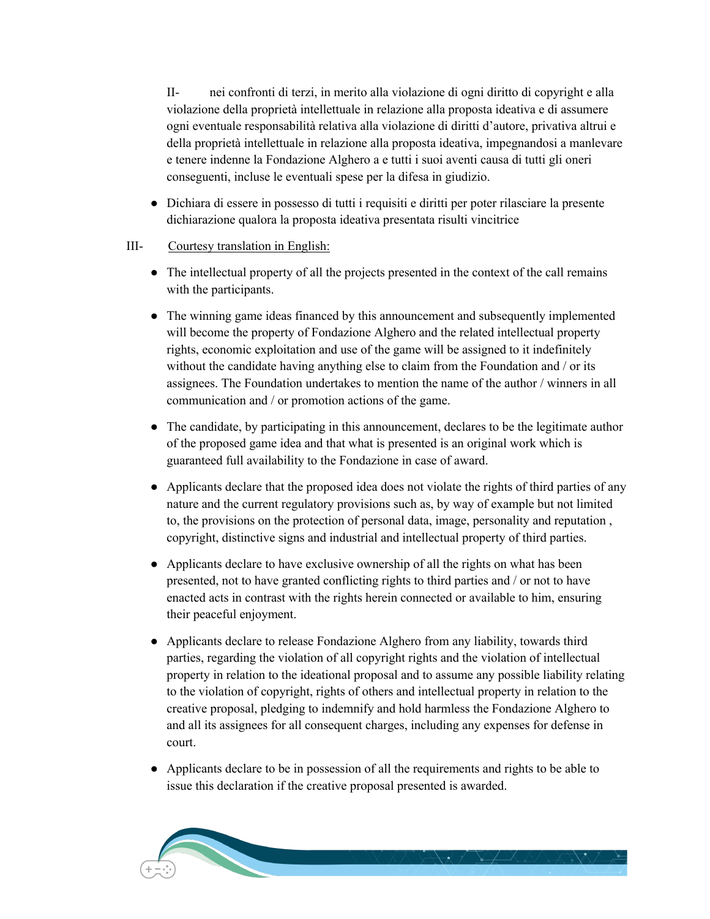II- nei confronti di terzi, in merito alla violazione di ogni diritto di copyright e alla violazione della proprietà intellettuale in relazione alla proposta ideativa e di assumere ogni eventuale responsabilità relativa alla violazione di diritti d'autore, privativa altrui e della proprietà intellettuale in relazione alla proposta ideativa, impegnandosi a manlevare e tenere indenne la Fondazione Alghero a e tutti i suoi aventi causa di tutti gli oneri conseguenti, incluse le eventuali spese per la difesa in giudizio.

- Dichiara di essere in possesso di tutti i requisiti e diritti per poter rilasciare la presente dichiarazione qualora la proposta ideativa presentata risulti vincitrice

III- Courtesy translation in English:

- The intellectual property of all the projects presented in the context of the call remains with the participants.
- The winning game ideas financed by this announcement and subsequently implemented will become the property of Fondazione Alghero and the related intellectual property rights, economic exploitation and use of the game will be assigned to it indefinitely without the candidate having anything else to claim from the Foundation and / or its assignees. The Foundation undertakes to mention the name of the author / winners in all communication and / or promotion actions of the game.
- The candidate, by participating in this announcement, declares to be the legitimate author of the proposed game idea and that what is presented is an original work which is guaranteed full availability to the Fondazione in case of award.
- Applicants declare that the proposed idea does not violate the rights of third parties of any nature and the current regulatory provisions such as, by way of example but not limited to, the provisions on the protection of personal data, image, personality and reputation , copyright, distinctive signs and industrial and intellectual property of third parties.
- Applicants declare to have exclusive ownership of all the rights on what has been presented, not to have granted conflicting rights to third parties and / or not to have enacted acts in contrast with the rights herein connected or available to him, ensuring their peaceful enjoyment.
- Applicants declare to release Fondazione Alghero from any liability, towards third parties, regarding the violation of all copyright rights and the violation of intellectual property in relation to the ideational proposal and to assume any possible liability relating to the violation of copyright, rights of others and intellectual property in relation to the creative proposal, pledging to indemnify and hold harmless the Fondazione Alghero to and all its assignees for all consequent charges, including any expenses for defense in court.
- Applicants declare to be in possession of all the requirements and rights to be able to issue this declaration if the creative proposal presented is awarded.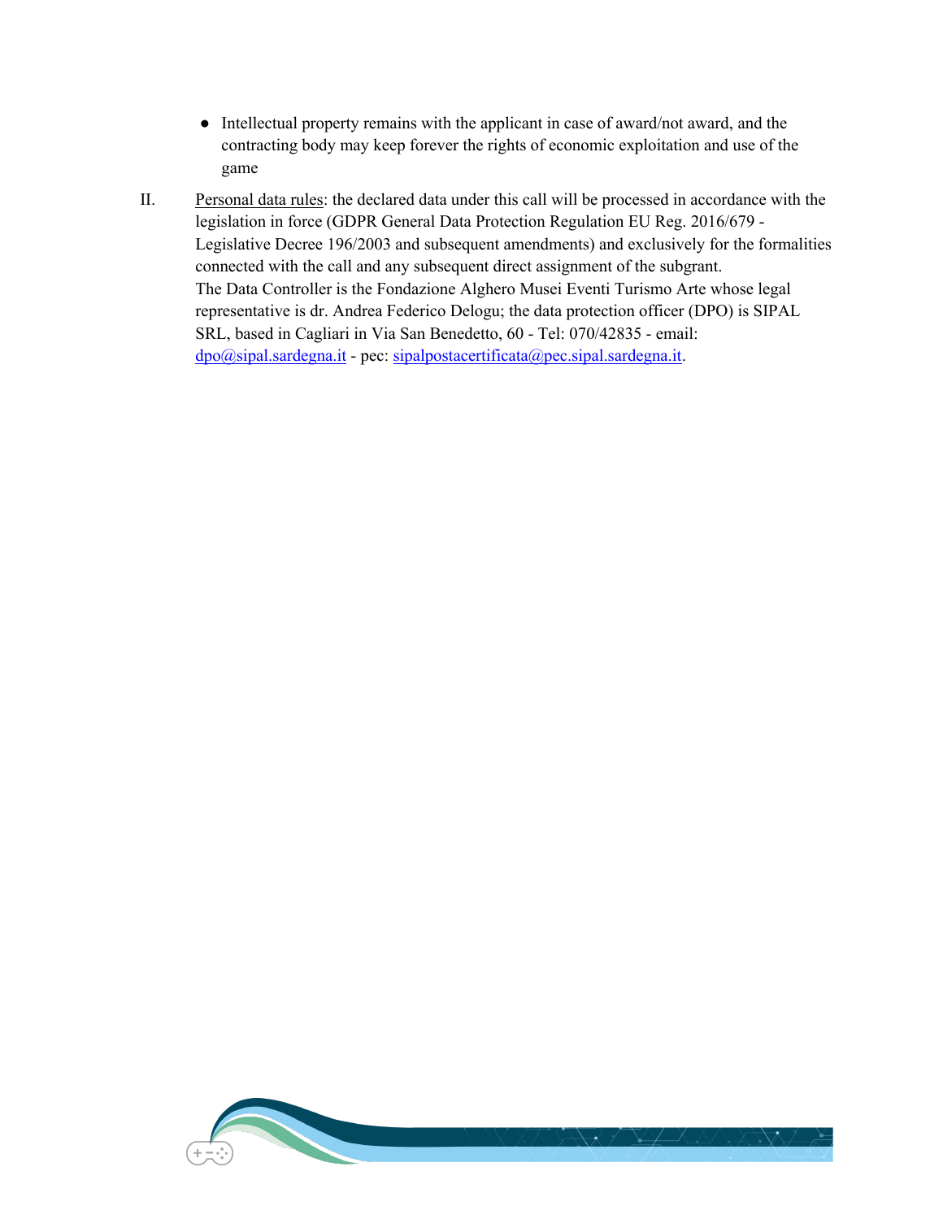- Intellectual property remains with the applicant in case of award/not award, and the contracting body may keep forever the rights of economic exploitation and use of the game

II. Personal data rules: the declared data under this call will be processed in accordance with the legislation in force (GDPR General Data Protection Regulation EU Reg. 2016/679 - Legislative Decree 196/2003 and subsequent amendments) and exclusively for the formalities connected with the call and any subsequent direct assignment of the subgrant.
The Data Controller is the Fondazione Alghero Musei Eventi Turismo Arte whose legal representative is dr. Andrea Federico Delogu; the data protection officer (DPO) is SIPAL SRL, based in Cagliari in Via San Benedetto, 60 - Tel: 070/42835 - email: dpo@sipal.sardegna.it - pec: sipalpostacertificata@pec.sipal.sardegna.it.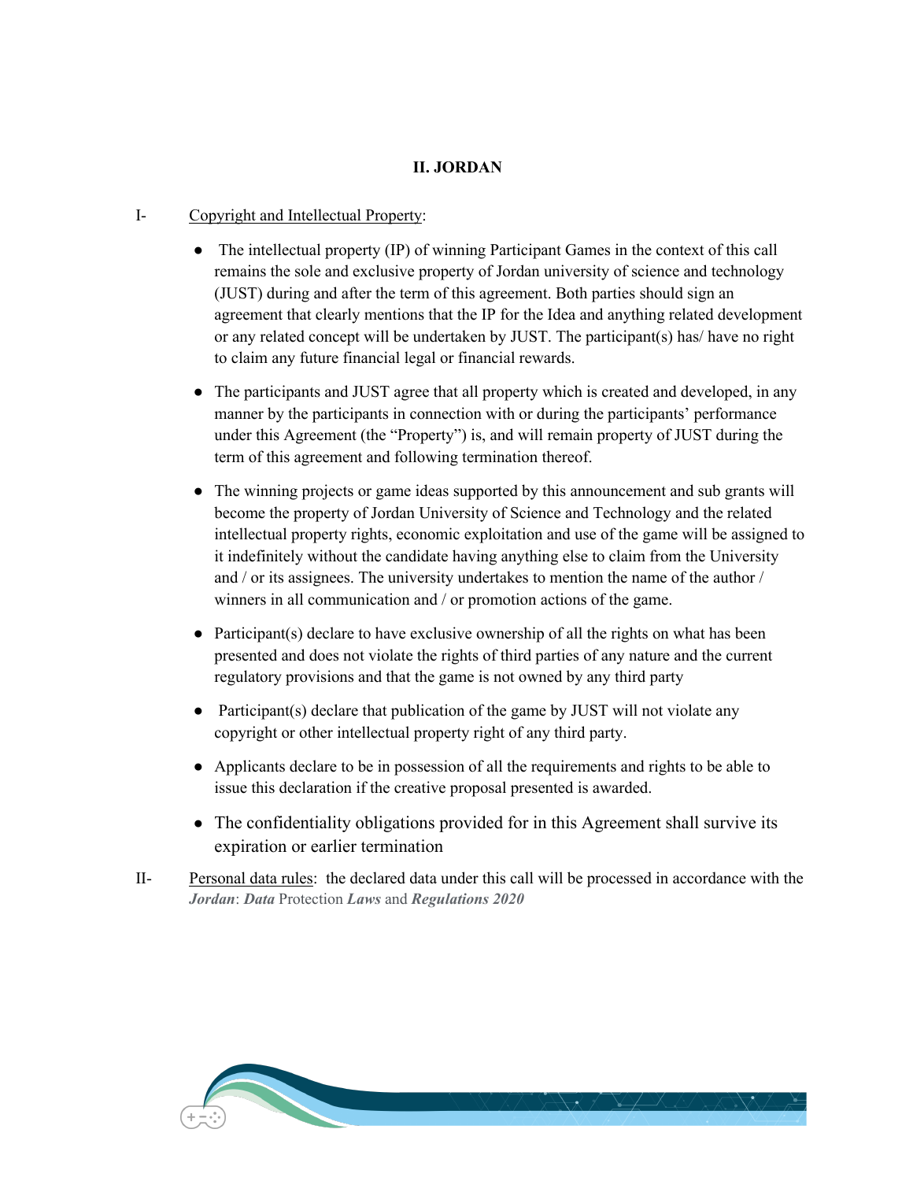## II. JORDAN

I- <u>Copyright and Intellectual Property</u>:

- The intellectual property (IP) of winning Participant Games in the context of this call remains the sole and exclusive property of Jordan university of science and technology (JUST) during and after the term of this agreement. Both parties should sign an agreement that clearly mentions that the IP for the Idea and anything related development or any related concept will be undertaken by JUST. The participant(s) has/ have no right to claim any future financial legal or financial rewards.

- The participants and JUST agree that all property which is created and developed, in any manner by the participants in connection with or during the participants' performance under this Agreement (the "Property") is, and will remain property of JUST during the term of this agreement and following termination thereof.

- The winning projects or game ideas supported by this announcement and sub grants will become the property of Jordan University of Science and Technology and the related intellectual property rights, economic exploitation and use of the game will be assigned to it indefinitely without the candidate having anything else to claim from the University and / or its assignees. The university undertakes to mention the name of the author / winners in all communication and / or promotion actions of the game.

- Participant(s) declare to have exclusive ownership of all the rights on what has been presented and does not violate the rights of third parties of any nature and the current regulatory provisions and that the game is not owned by any third party

- Participant(s) declare that publication of the game by JUST will not violate any copyright or other intellectual property right of any third party.

- Applicants declare to be in possession of all the requirements and rights to be able to issue this declaration if the creative proposal presented is awarded.

- The confidentiality obligations provided for in this Agreement shall survive its expiration or earlier termination

II- <u>Personal data rules</u>: the declared data under this call will be processed in accordance with the ***Jordan***: ***Data*** Protection ***Laws*** and ***Regulations 2020***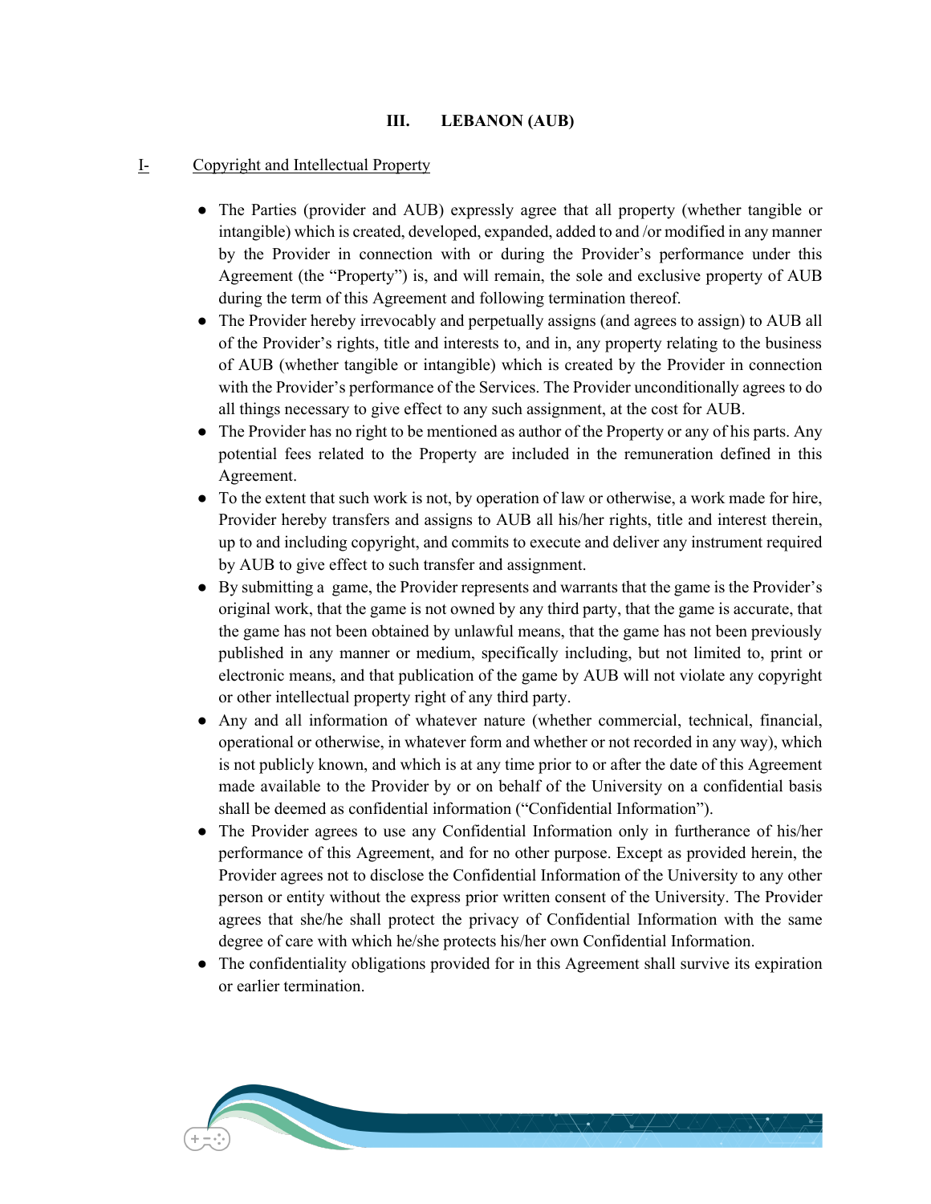## III. LEBANON (AUB)

### I- Copyright and Intellectual Property

- The Parties (provider and AUB) expressly agree that all property (whether tangible or intangible) which is created, developed, expanded, added to and /or modified in any manner by the Provider in connection with or during the Provider's performance under this Agreement (the "Property") is, and will remain, the sole and exclusive property of AUB during the term of this Agreement and following termination thereof.
- The Provider hereby irrevocably and perpetually assigns (and agrees to assign) to AUB all of the Provider's rights, title and interests to, and in, any property relating to the business of AUB (whether tangible or intangible) which is created by the Provider in connection with the Provider's performance of the Services. The Provider unconditionally agrees to do all things necessary to give effect to any such assignment, at the cost for AUB.
- The Provider has no right to be mentioned as author of the Property or any of his parts. Any potential fees related to the Property are included in the remuneration defined in this Agreement.
- To the extent that such work is not, by operation of law or otherwise, a work made for hire, Provider hereby transfers and assigns to AUB all his/her rights, title and interest therein, up to and including copyright, and commits to execute and deliver any instrument required by AUB to give effect to such transfer and assignment.
- By submitting a game, the Provider represents and warrants that the game is the Provider's original work, that the game is not owned by any third party, that the game is accurate, that the game has not been obtained by unlawful means, that the game has not been previously published in any manner or medium, specifically including, but not limited to, print or electronic means, and that publication of the game by AUB will not violate any copyright or other intellectual property right of any third party.
- Any and all information of whatever nature (whether commercial, technical, financial, operational or otherwise, in whatever form and whether or not recorded in any way), which is not publicly known, and which is at any time prior to or after the date of this Agreement made available to the Provider by or on behalf of the University on a confidential basis shall be deemed as confidential information ("Confidential Information").
- The Provider agrees to use any Confidential Information only in furtherance of his/her performance of this Agreement, and for no other purpose. Except as provided herein, the Provider agrees not to disclose the Confidential Information of the University to any other person or entity without the express prior written consent of the University. The Provider agrees that she/he shall protect the privacy of Confidential Information with the same degree of care with which he/she protects his/her own Confidential Information.
- The confidentiality obligations provided for in this Agreement shall survive its expiration or earlier termination.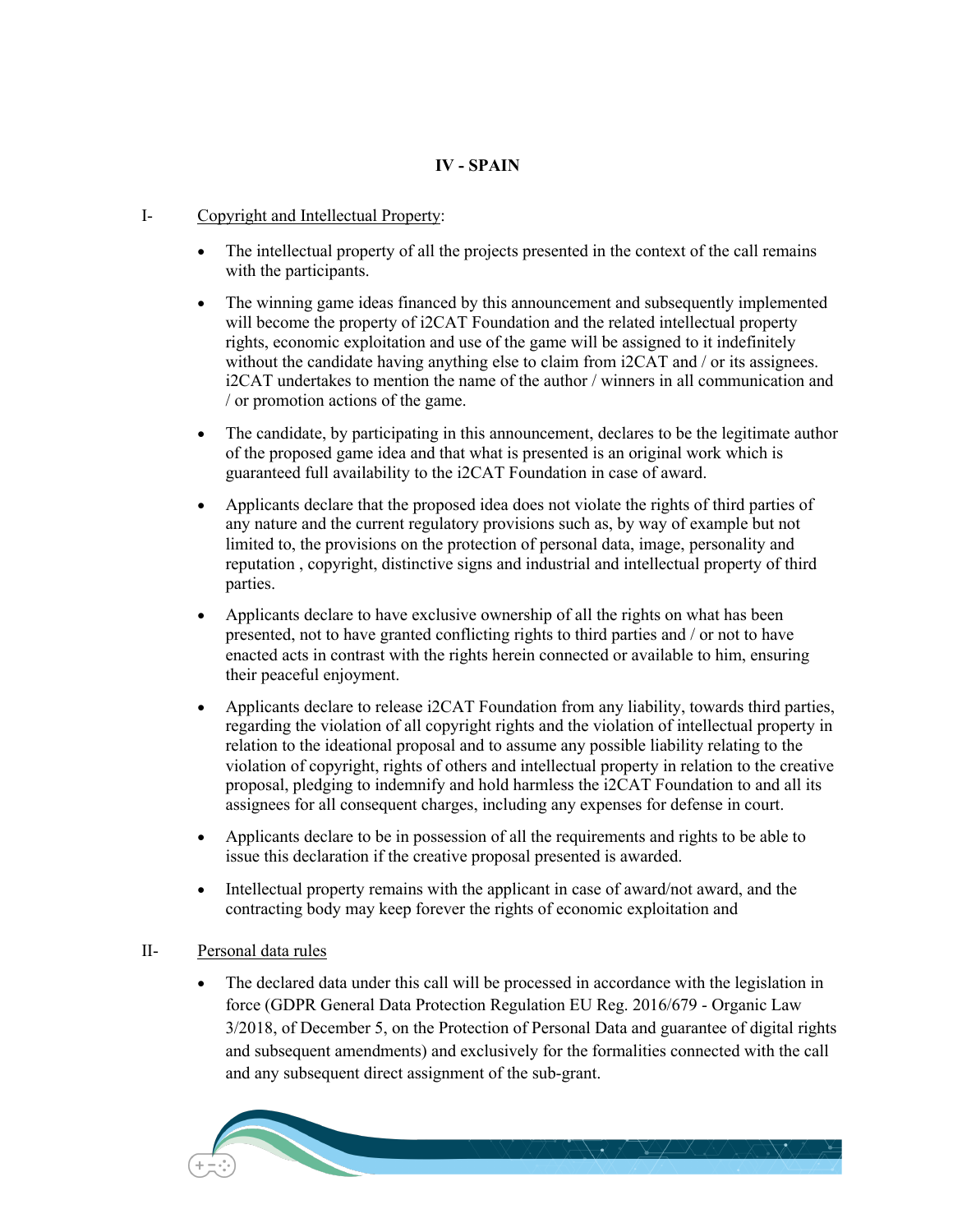## IV - SPAIN

I- Copyright and Intellectual Property:

- The intellectual property of all the projects presented in the context of the call remains with the participants.
- The winning game ideas financed by this announcement and subsequently implemented will become the property of i2CAT Foundation and the related intellectual property rights, economic exploitation and use of the game will be assigned to it indefinitely without the candidate having anything else to claim from i2CAT and / or its assignees. i2CAT undertakes to mention the name of the author / winners in all communication and / or promotion actions of the game.
- The candidate, by participating in this announcement, declares to be the legitimate author of the proposed game idea and that what is presented is an original work which is guaranteed full availability to the i2CAT Foundation in case of award.
- Applicants declare that the proposed idea does not violate the rights of third parties of any nature and the current regulatory provisions such as, by way of example but not limited to, the provisions on the protection of personal data, image, personality and reputation , copyright, distinctive signs and industrial and intellectual property of third parties.
- Applicants declare to have exclusive ownership of all the rights on what has been presented, not to have granted conflicting rights to third parties and / or not to have enacted acts in contrast with the rights herein connected or available to him, ensuring their peaceful enjoyment.
- Applicants declare to release i2CAT Foundation from any liability, towards third parties, regarding the violation of all copyright rights and the violation of intellectual property in relation to the ideational proposal and to assume any possible liability relating to the violation of copyright, rights of others and intellectual property in relation to the creative proposal, pledging to indemnify and hold harmless the i2CAT Foundation to and all its assignees for all consequent charges, including any expenses for defense in court.
- Applicants declare to be in possession of all the requirements and rights to be able to issue this declaration if the creative proposal presented is awarded.
- Intellectual property remains with the applicant in case of award/not award, and the contracting body may keep forever the rights of economic exploitation and

II- Personal data rules

- The declared data under this call will be processed in accordance with the legislation in force (GDPR General Data Protection Regulation EU Reg. 2016/679 - Organic Law 3/2018, of December 5, on the Protection of Personal Data and guarantee of digital rights and subsequent amendments) and exclusively for the formalities connected with the call and any subsequent direct assignment of the sub-grant.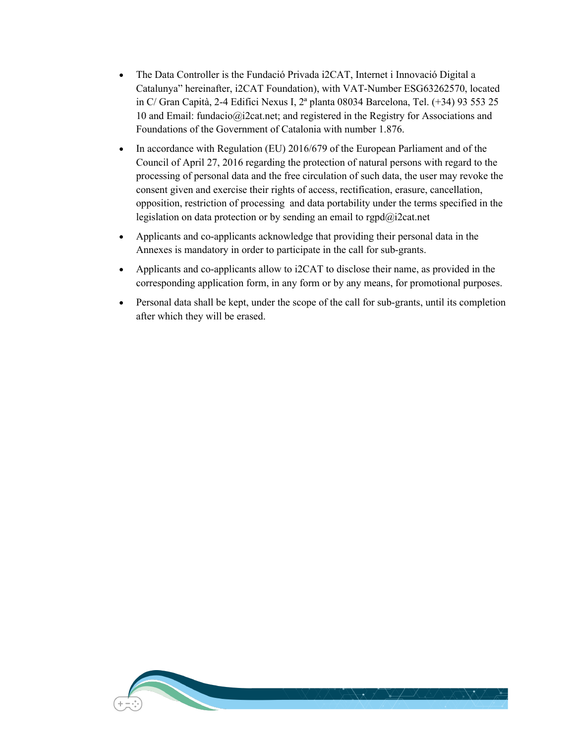- The Data Controller is the Fundació Privada i2CAT, Internet i Innovació Digital a Catalunya" hereinafter, i2CAT Foundation), with VAT-Number ESG63262570, located in C/ Gran Capità, 2-4 Edifici Nexus I, 2ª planta 08034 Barcelona, Tel. (+34) 93 553 25 10 and Email: fundacio@i2cat.net; and registered in the Registry for Associations and Foundations of the Government of Catalonia with number 1.876.
- In accordance with Regulation (EU) 2016/679 of the European Parliament and of the Council of April 27, 2016 regarding the protection of natural persons with regard to the processing of personal data and the free circulation of such data, the user may revoke the consent given and exercise their rights of access, rectification, erasure, cancellation, opposition, restriction of processing and data portability under the terms specified in the legislation on data protection or by sending an email to rgpd@i2cat.net
- Applicants and co-applicants acknowledge that providing their personal data in the Annexes is mandatory in order to participate in the call for sub-grants.
- Applicants and co-applicants allow to i2CAT to disclose their name, as provided in the corresponding application form, in any form or by any means, for promotional purposes.
- Personal data shall be kept, under the scope of the call for sub-grants, until its completion after which they will be erased.